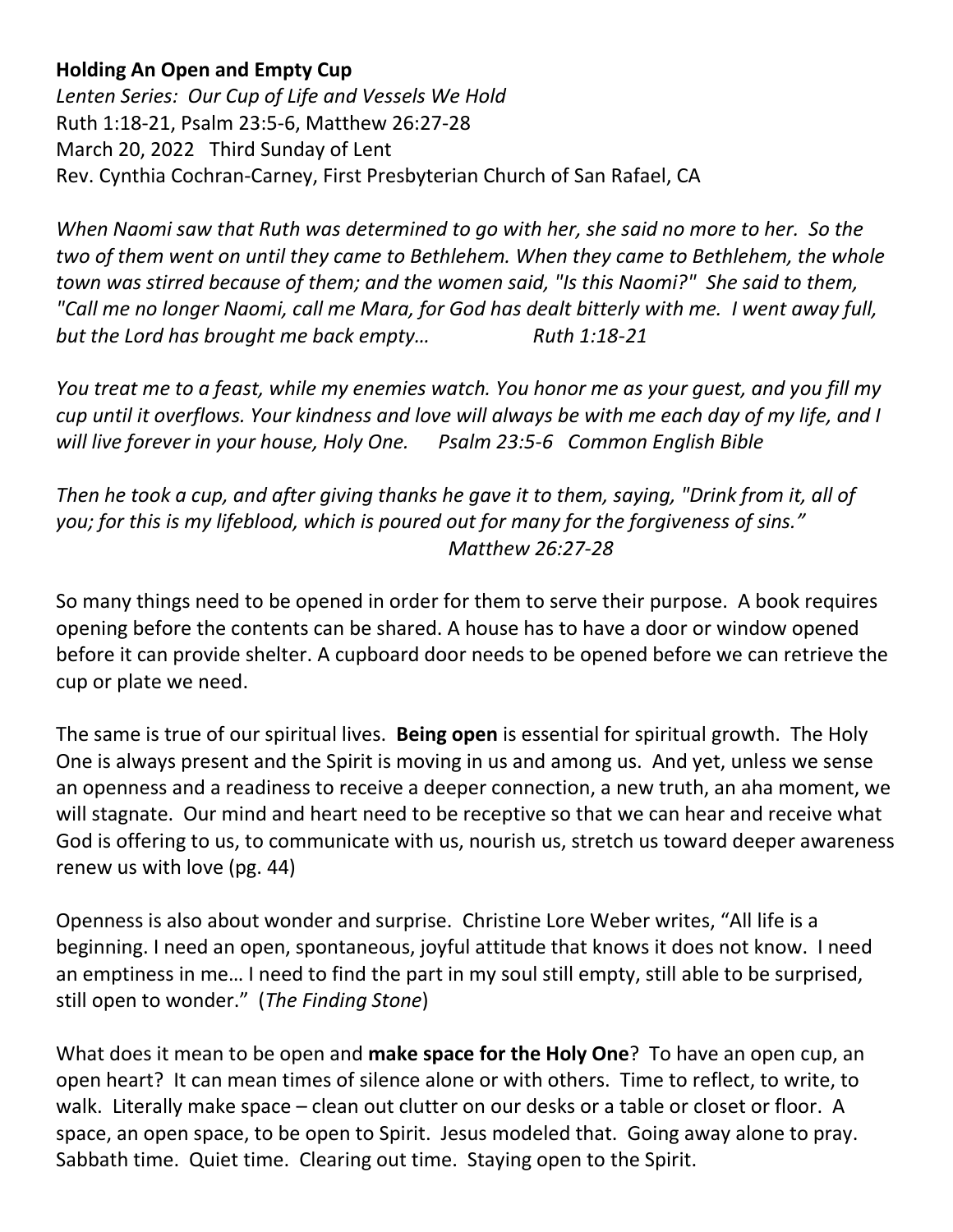**Holding An Open and Empty Cup**

*Lenten Series: Our Cup of Life and Vessels We Hold*

Ruth 1:18-21, Psalm 23:5-6, Matthew 26:27-28

March 20, 2022 Third Sunday of Lent

Rev. Cynthia Cochran-Carney, First Presbyterian Church of San Rafael, CA

*When Naomi saw that Ruth was determined to go with her, she said no more to her. So the two of them went on until they came to Bethlehem. When they came to Bethlehem, the whole town was stirred because of them; and the women said, "Is this Naomi?" She said to them, "Call me no longer Naomi, call me Mara, for God has dealt bitterly with me. I went away full, but the Lord has brought me back empty… Ruth 1:18-21*

*You treat me to a feast, while my enemies watch. You honor me as your guest, and you fill my cup until it overflows. Your kindness and love will always be with me each day of my life, and I will live forever in your house, Holy One. Psalm 23:5-6 Common English Bible*

*Then he took a cup, and after giving thanks he gave it to them, saying, "Drink from it, all of you; for this is my lifeblood, which is poured out for many for the forgiveness of sins."*
*Matthew 26:27-28*

So many things need to be opened in order for them to serve their purpose. A book requires opening before the contents can be shared. A house has to have a door or window opened before it can provide shelter. A cupboard door needs to be opened before we can retrieve the cup or plate we need.

The same is true of our spiritual lives. **Being open** is essential for spiritual growth. The Holy One is always present and the Spirit is moving in us and among us. And yet, unless we sense an openness and a readiness to receive a deeper connection, a new truth, an aha moment, we will stagnate. Our mind and heart need to be receptive so that we can hear and receive what God is offering to us, to communicate with us, nourish us, stretch us toward deeper awareness renew us with love (pg. 44)

Openness is also about wonder and surprise. Christine Lore Weber writes, "All life is a beginning. I need an open, spontaneous, joyful attitude that knows it does not know. I need an emptiness in me… I need to find the part in my soul still empty, still able to be surprised, still open to wonder." (*The Finding Stone*)

What does it mean to be open and **make space for the Holy One**? To have an open cup, an open heart? It can mean times of silence alone or with others. Time to reflect, to write, to walk. Literally make space – clean out clutter on our desks or a table or closet or floor. A space, an open space, to be open to Spirit. Jesus modeled that. Going away alone to pray. Sabbath time. Quiet time. Clearing out time. Staying open to the Spirit.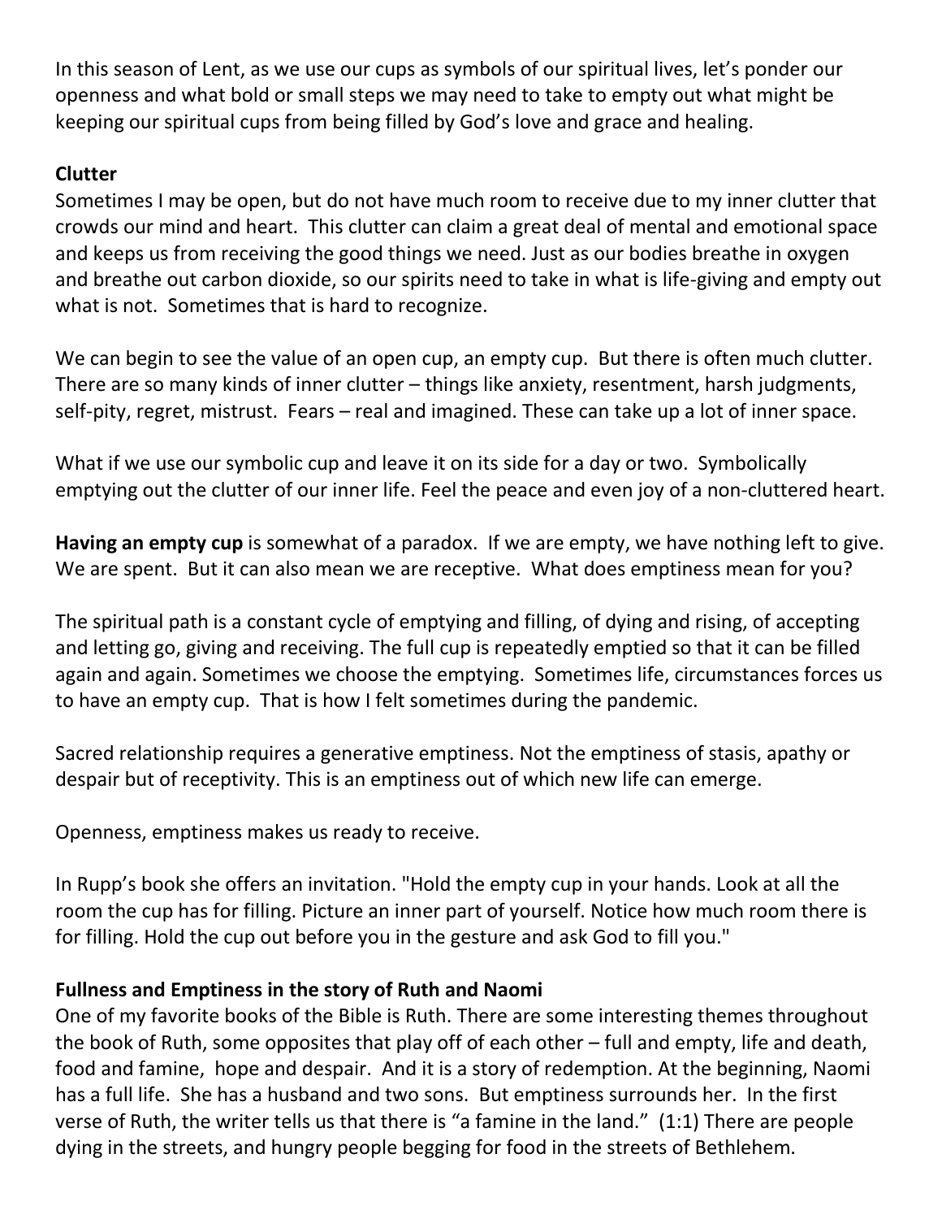In this season of Lent, as we use our cups as symbols of our spiritual lives, let's ponder our openness and what bold or small steps we may need to take to empty out what might be keeping our spiritual cups from being filled by God's love and grace and healing.

**Clutter**
Sometimes I may be open, but do not have much room to receive due to my inner clutter that crowds our mind and heart. This clutter can claim a great deal of mental and emotional space and keeps us from receiving the good things we need. Just as our bodies breathe in oxygen and breathe out carbon dioxide, so our spirits need to take in what is life-giving and empty out what is not. Sometimes that is hard to recognize.

We can begin to see the value of an open cup, an empty cup. But there is often much clutter. There are so many kinds of inner clutter – things like anxiety, resentment, harsh judgments, self-pity, regret, mistrust. Fears – real and imagined. These can take up a lot of inner space.

What if we use our symbolic cup and leave it on its side for a day or two. Symbolically emptying out the clutter of our inner life. Feel the peace and even joy of a non-cluttered heart.

**Having an empty cup** is somewhat of a paradox. If we are empty, we have nothing left to give. We are spent. But it can also mean we are receptive. What does emptiness mean for you?

The spiritual path is a constant cycle of emptying and filling, of dying and rising, of accepting and letting go, giving and receiving. The full cup is repeatedly emptied so that it can be filled again and again. Sometimes we choose the emptying. Sometimes life, circumstances forces us to have an empty cup. That is how I felt sometimes during the pandemic.

Sacred relationship requires a generative emptiness. Not the emptiness of stasis, apathy or despair but of receptivity. This is an emptiness out of which new life can emerge.

Openness, emptiness makes us ready to receive.

In Rupp's book she offers an invitation. "Hold the empty cup in your hands. Look at all the room the cup has for filling. Picture an inner part of yourself. Notice how much room there is for filling. Hold the cup out before you in the gesture and ask God to fill you."

**Fullness and Emptiness in the story of Ruth and Naomi**
One of my favorite books of the Bible is Ruth. There are some interesting themes throughout the book of Ruth, some opposites that play off of each other – full and empty, life and death, food and famine, hope and despair. And it is a story of redemption. At the beginning, Naomi has a full life. She has a husband and two sons. But emptiness surrounds her. In the first verse of Ruth, the writer tells us that there is "a famine in the land." (1:1) There are people dying in the streets, and hungry people begging for food in the streets of Bethlehem.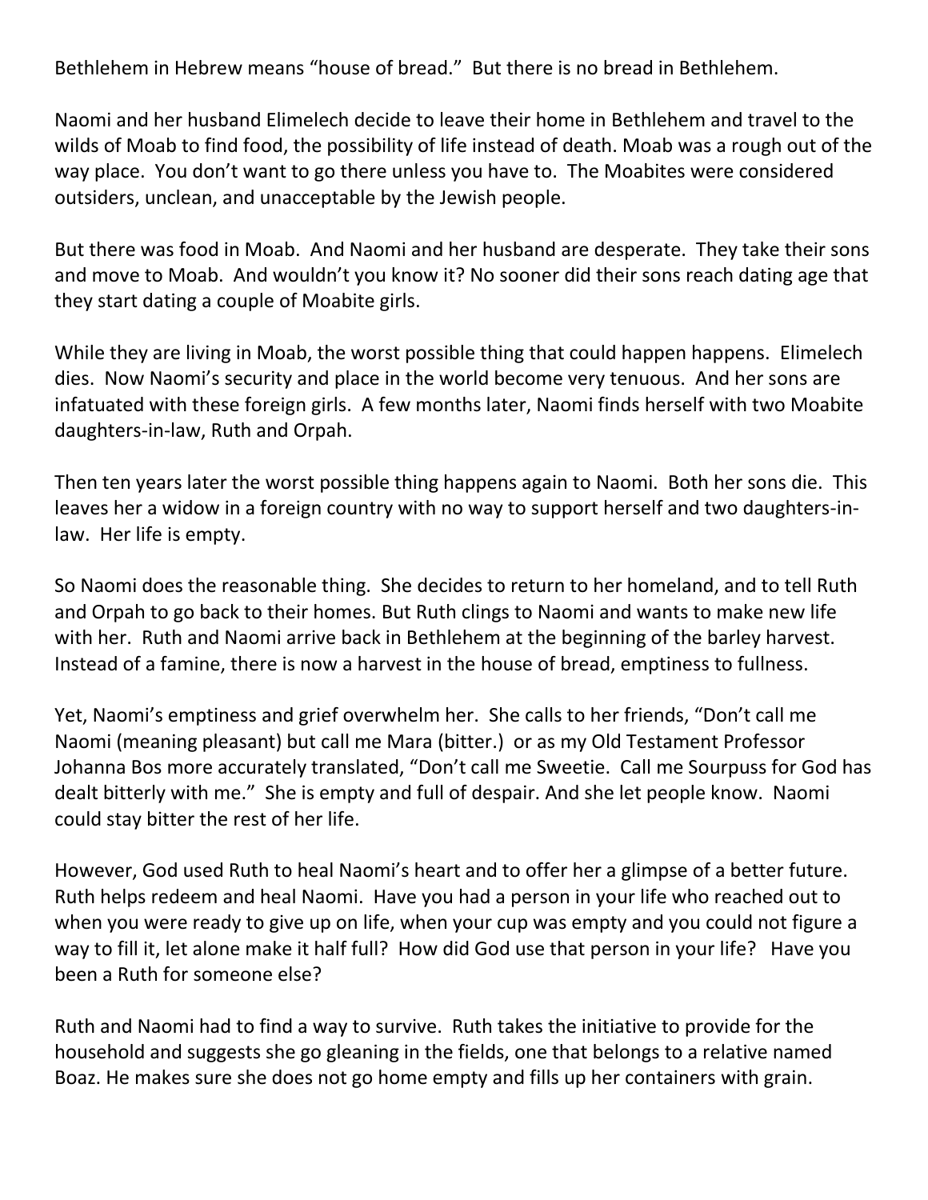Bethlehem in Hebrew means "house of bread." But there is no bread in Bethlehem.

Naomi and her husband Elimelech decide to leave their home in Bethlehem and travel to the wilds of Moab to find food, the possibility of life instead of death. Moab was a rough out of the way place. You don't want to go there unless you have to. The Moabites were considered outsiders, unclean, and unacceptable by the Jewish people.

But there was food in Moab. And Naomi and her husband are desperate. They take their sons and move to Moab. And wouldn't you know it? No sooner did their sons reach dating age that they start dating a couple of Moabite girls.

While they are living in Moab, the worst possible thing that could happen happens. Elimelech dies. Now Naomi's security and place in the world become very tenuous. And her sons are infatuated with these foreign girls. A few months later, Naomi finds herself with two Moabite daughters-in-law, Ruth and Orpah.

Then ten years later the worst possible thing happens again to Naomi. Both her sons die. This leaves her a widow in a foreign country with no way to support herself and two daughters-in-law. Her life is empty.

So Naomi does the reasonable thing. She decides to return to her homeland, and to tell Ruth and Orpah to go back to their homes. But Ruth clings to Naomi and wants to make new life with her. Ruth and Naomi arrive back in Bethlehem at the beginning of the barley harvest. Instead of a famine, there is now a harvest in the house of bread, emptiness to fullness.

Yet, Naomi's emptiness and grief overwhelm her. She calls to her friends, "Don't call me Naomi (meaning pleasant) but call me Mara (bitter.) or as my Old Testament Professor Johanna Bos more accurately translated, "Don't call me Sweetie. Call me Sourpuss for God has dealt bitterly with me." She is empty and full of despair. And she let people know. Naomi could stay bitter the rest of her life.

However, God used Ruth to heal Naomi's heart and to offer her a glimpse of a better future. Ruth helps redeem and heal Naomi. Have you had a person in your life who reached out to when you were ready to give up on life, when your cup was empty and you could not figure a way to fill it, let alone make it half full? How did God use that person in your life? Have you been a Ruth for someone else?

Ruth and Naomi had to find a way to survive. Ruth takes the initiative to provide for the household and suggests she go gleaning in the fields, one that belongs to a relative named Boaz. He makes sure she does not go home empty and fills up her containers with grain.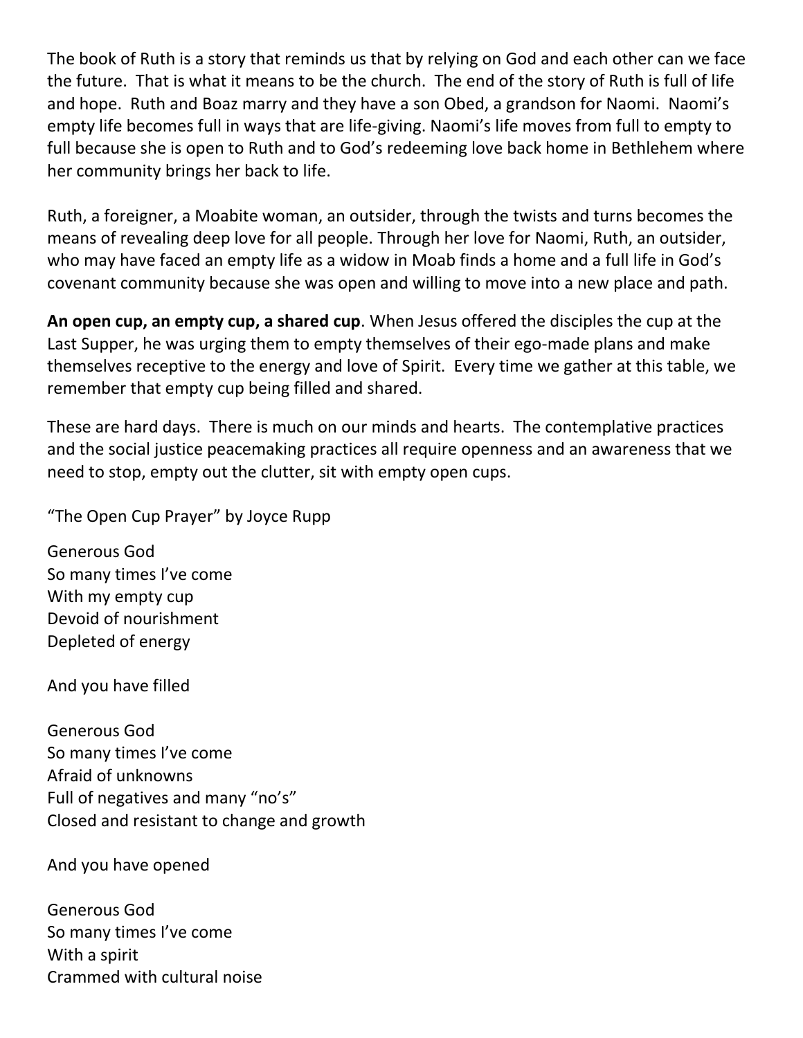The book of Ruth is a story that reminds us that by relying on God and each other can we face the future. That is what it means to be the church. The end of the story of Ruth is full of life and hope. Ruth and Boaz marry and they have a son Obed, a grandson for Naomi. Naomi's empty life becomes full in ways that are life-giving. Naomi's life moves from full to empty to full because she is open to Ruth and to God's redeeming love back home in Bethlehem where her community brings her back to life.

Ruth, a foreigner, a Moabite woman, an outsider, through the twists and turns becomes the means of revealing deep love for all people. Through her love for Naomi, Ruth, an outsider, who may have faced an empty life as a widow in Moab finds a home and a full life in God's covenant community because she was open and willing to move into a new place and path.

**An open cup, an empty cup, a shared cup**. When Jesus offered the disciples the cup at the Last Supper, he was urging them to empty themselves of their ego-made plans and make themselves receptive to the energy and love of Spirit. Every time we gather at this table, we remember that empty cup being filled and shared.

These are hard days. There is much on our minds and hearts. The contemplative practices and the social justice peacemaking practices all require openness and an awareness that we need to stop, empty out the clutter, sit with empty open cups.

"The Open Cup Prayer" by Joyce Rupp

Generous God
So many times I've come
With my empty cup
Devoid of nourishment
Depleted of energy

And you have filled

Generous God
So many times I've come
Afraid of unknowns
Full of negatives and many "no's"
Closed and resistant to change and growth

And you have opened

Generous God
So many times I've come
With a spirit
Crammed with cultural noise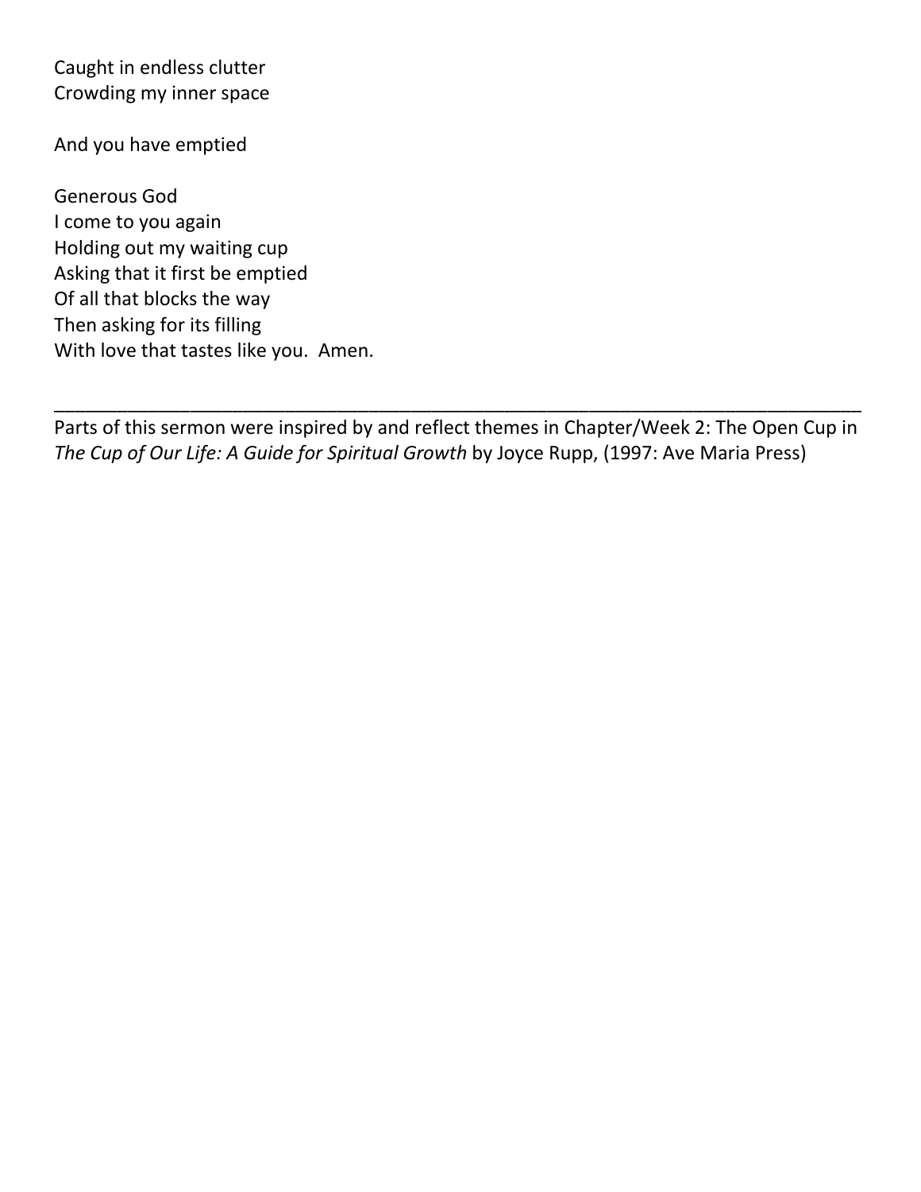Caught in endless clutter  
Crowding my inner space

And you have emptied

Generous God  
I come to you again  
Holding out my waiting cup  
Asking that it first be emptied  
Of all that blocks the way  
Then asking for its filling  
With love that tastes like you. Amen.

---

Parts of this sermon were inspired by and reflect themes in Chapter/Week 2: The Open Cup in *The Cup of Our Life: A Guide for Spiritual Growth* by Joyce Rupp, (1997: Ave Maria Press)